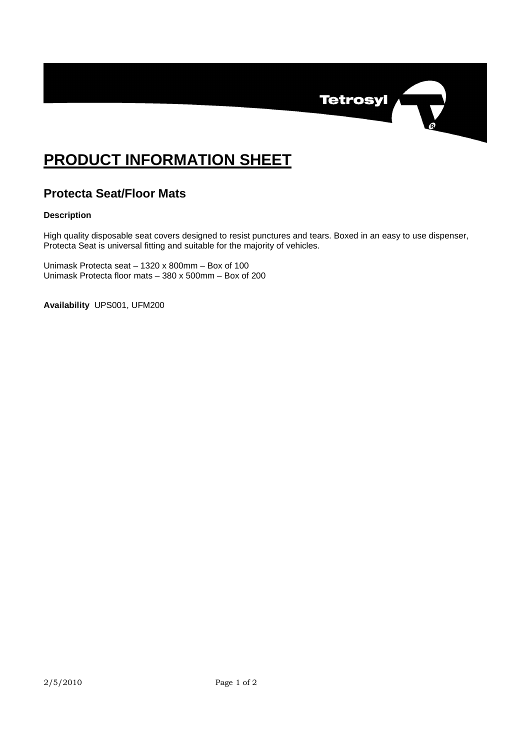# PRODUCT INFORMATION SHEET

## Protecta Seat/Floor Mats

**Description**

High quality disposable seat covers designed to resist punctures and tears. Boxed in an easy to use dispenser, Protecta Seat is universal fitting and suitable for the majority of vehicles.

Unimask Protecta seat – 1320 x 800mm – Box of 100
Unimask Protecta floor mats – 380 x 500mm – Box of 200

**Availability** UPS001, UFM200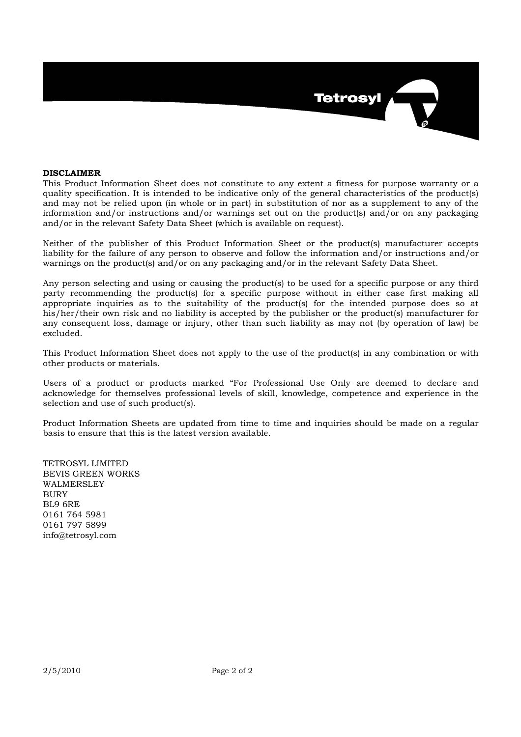**DISCLAIMER**

This Product Information Sheet does not constitute to any extent a fitness for purpose warranty or a quality specification. It is intended to be indicative only of the general characteristics of the product(s) and may not be relied upon (in whole or in part) in substitution of nor as a supplement to any of the information and/or instructions and/or warnings set out on the product(s) and/or on any packaging and/or in the relevant Safety Data Sheet (which is available on request).

Neither of the publisher of this Product Information Sheet or the product(s) manufacturer accepts liability for the failure of any person to observe and follow the information and/or instructions and/or warnings on the product(s) and/or on any packaging and/or in the relevant Safety Data Sheet.

Any person selecting and using or causing the product(s) to be used for a specific purpose or any third party recommending the product(s) for a specific purpose without in either case first making all appropriate inquiries as to the suitability of the product(s) for the intended purpose does so at his/her/their own risk and no liability is accepted by the publisher or the product(s) manufacturer for any consequent loss, damage or injury, other than such liability as may not (by operation of law) be excluded.

This Product Information Sheet does not apply to the use of the product(s) in any combination or with other products or materials.

Users of a product or products marked "For Professional Use Only are deemed to declare and acknowledge for themselves professional levels of skill, knowledge, competence and experience in the selection and use of such product(s).

Product Information Sheets are updated from time to time and inquiries should be made on a regular basis to ensure that this is the latest version available.

TETROSYL LIMITED
BEVIS GREEN WORKS
WALMERSLEY
BURY
BL9 6RE
0161 764 5981
0161 797 5899
info@tetrosyl.com

2/5/2010